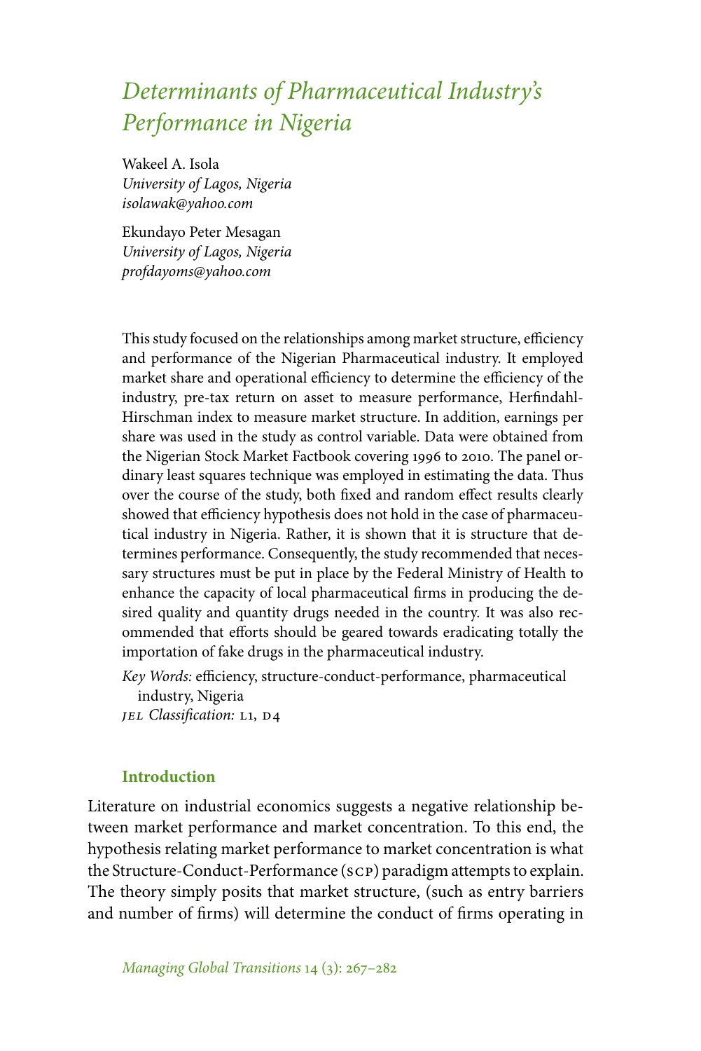# *Determinants of Pharmaceutical Industry's Performance in Nigeria*

Wakeel A. Isola
*University of Lagos, Nigeria*
*isolawak@yahoo.com*

Ekundayo Peter Mesagan
*University of Lagos, Nigeria*
*profdayoms@yahoo.com*

This study focused on the relationships among market structure, efficiency and performance of the Nigerian Pharmaceutical industry. It employed market share and operational efficiency to determine the efficiency of the industry, pre-tax return on asset to measure performance, Herfindahl-Hirschman index to measure market structure. In addition, earnings per share was used in the study as control variable. Data were obtained from the Nigerian Stock Market Factbook covering 1996 to 2010. The panel ordinary least squares technique was employed in estimating the data. Thus over the course of the study, both fixed and random effect results clearly showed that efficiency hypothesis does not hold in the case of pharmaceutical industry in Nigeria. Rather, it is shown that it is structure that determines performance. Consequently, the study recommended that necessary structures must be put in place by the Federal Ministry of Health to enhance the capacity of local pharmaceutical firms in producing the desired quality and quantity drugs needed in the country. It was also recommended that efforts should be geared towards eradicating totally the importation of fake drugs in the pharmaceutical industry.

*Key Words:* efficiency, structure-conduct-performance, pharmaceutical industry, Nigeria
*JEL Classification:* L1, D4

## Introduction

Literature on industrial economics suggests a negative relationship between market performance and market concentration. To this end, the hypothesis relating market performance to market concentration is what the Structure-Conduct-Performance (SCP) paradigm attempts to explain. The theory simply posits that market structure, (such as entry barriers and number of firms) will determine the conduct of firms operating in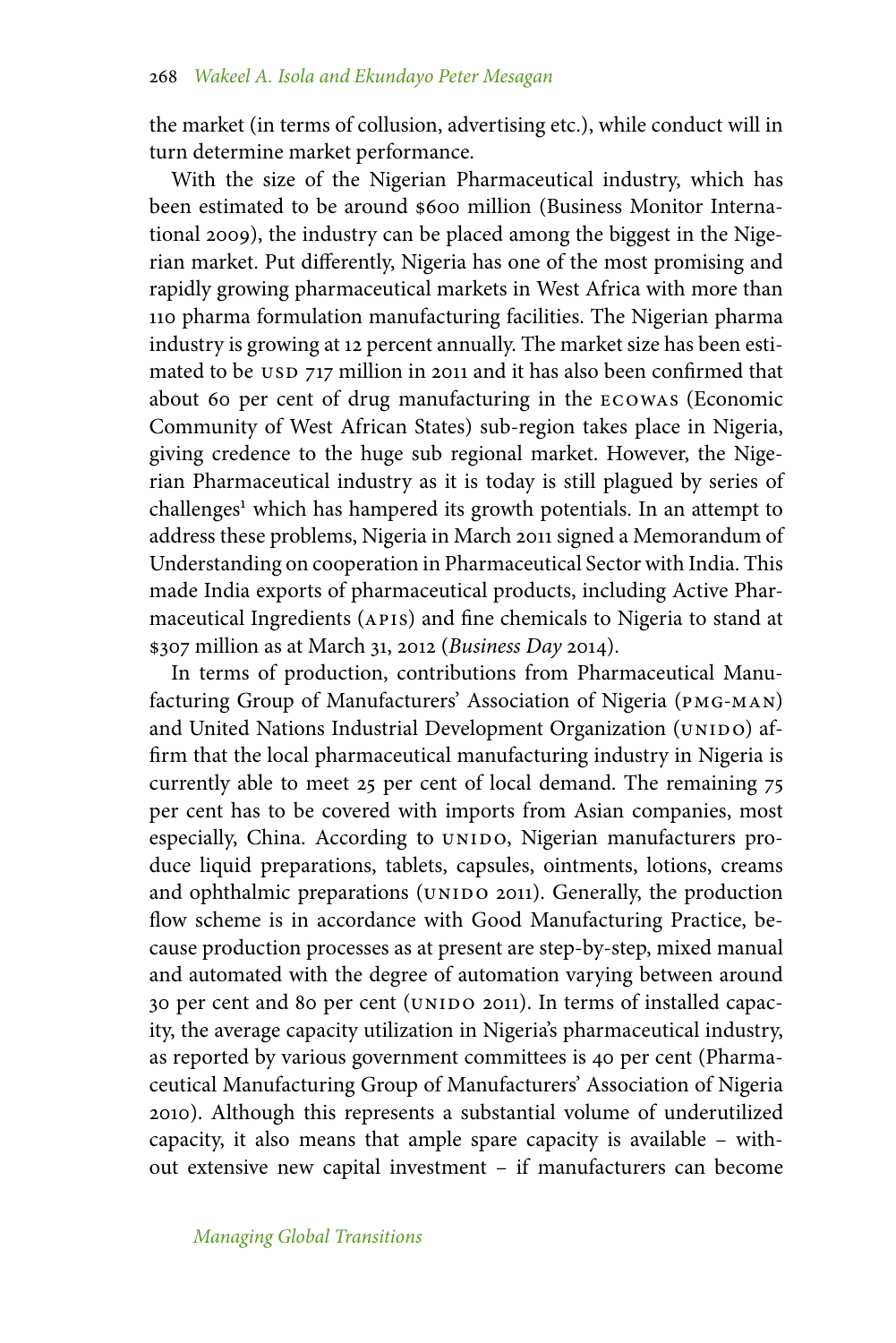the market (in terms of collusion, advertising etc.), while conduct will in turn determine market performance.

With the size of the Nigerian Pharmaceutical industry, which has been estimated to be around $600 million (Business Monitor International 2009), the industry can be placed among the biggest in the Nigerian market. Put differently, Nigeria has one of the most promising and rapidly growing pharmaceutical markets in West Africa with more than 110 pharma formulation manufacturing facilities. The Nigerian pharma industry is growing at 12 percent annually. The market size has been estimated to be USD 717 million in 2011 and it has also been confirmed that about 60 per cent of drug manufacturing in the ECOWAS (Economic Community of West African States) sub-region takes place in Nigeria, giving credence to the huge sub regional market. However, the Nigerian Pharmaceutical industry as it is today is still plagued by series of challenges[1] which has hampered its growth potentials. In an attempt to address these problems, Nigeria in March 2011 signed a Memorandum of Understanding on cooperation in Pharmaceutical Sector with India. This made India exports of pharmaceutical products, including Active Pharmaceutical Ingredients (APIs) and fine chemicals to Nigeria to stand at $307 million as at March 31, 2012 (*Business Day* 2014).

In terms of production, contributions from Pharmaceutical Manufacturing Group of Manufacturers' Association of Nigeria (PMG-MAN) and United Nations Industrial Development Organization (UNIDO) affirm that the local pharmaceutical manufacturing industry in Nigeria is currently able to meet 25 per cent of local demand. The remaining 75 per cent has to be covered with imports from Asian companies, most especially, China. According to UNIDO, Nigerian manufacturers produce liquid preparations, tablets, capsules, ointments, lotions, creams and ophthalmic preparations (UNIDO 2011). Generally, the production flow scheme is in accordance with Good Manufacturing Practice, because production processes as at present are step-by-step, mixed manual and automated with the degree of automation varying between around 30 per cent and 80 per cent (UNIDO 2011). In terms of installed capacity, the average capacity utilization in Nigeria's pharmaceutical industry, as reported by various government committees is 40 per cent (Pharmaceutical Manufacturing Group of Manufacturers' Association of Nigeria 2010). Although this represents a substantial volume of underutilized capacity, it also means that ample spare capacity is available – without extensive new capital investment – if manufacturers can become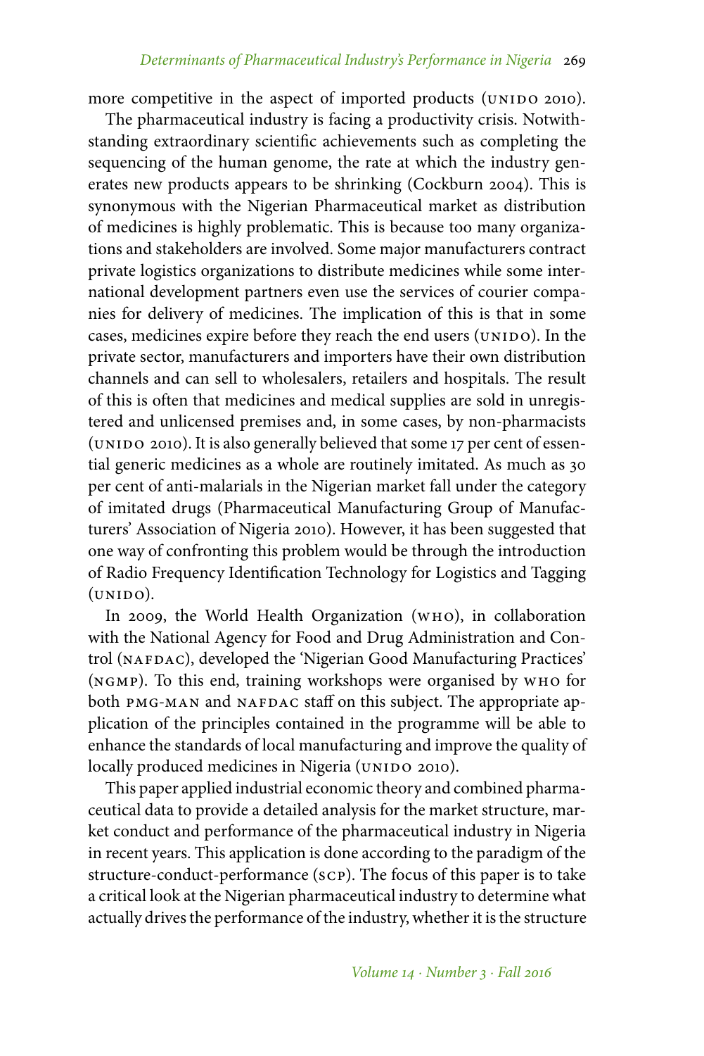more competitive in the aspect of imported products (UNIDO 2010).

The pharmaceutical industry is facing a productivity crisis. Notwithstanding extraordinary scientific achievements such as completing the sequencing of the human genome, the rate at which the industry generates new products appears to be shrinking (Cockburn 2004). This is synonymous with the Nigerian Pharmaceutical market as distribution of medicines is highly problematic. This is because too many organizations and stakeholders are involved. Some major manufacturers contract private logistics organizations to distribute medicines while some international development partners even use the services of courier companies for delivery of medicines. The implication of this is that in some cases, medicines expire before they reach the end users (UNIDO). In the private sector, manufacturers and importers have their own distribution channels and can sell to wholesalers, retailers and hospitals. The result of this is often that medicines and medical supplies are sold in unregistered and unlicensed premises and, in some cases, by non-pharmacists (UNIDO 2010). It is also generally believed that some 17 per cent of essential generic medicines as a whole are routinely imitated. As much as 30 per cent of anti-malarials in the Nigerian market fall under the category of imitated drugs (Pharmaceutical Manufacturing Group of Manufacturers' Association of Nigeria 2010). However, it has been suggested that one way of confronting this problem would be through the introduction of Radio Frequency Identification Technology for Logistics and Tagging (UNIDO).

In 2009, the World Health Organization (WHO), in collaboration with the National Agency for Food and Drug Administration and Control (NAFDAC), developed the 'Nigerian Good Manufacturing Practices' (NGMP). To this end, training workshops were organised by WHO for both PMG-MAN and NAFDAC staff on this subject. The appropriate application of the principles contained in the programme will be able to enhance the standards of local manufacturing and improve the quality of locally produced medicines in Nigeria (UNIDO 2010).

This paper applied industrial economic theory and combined pharmaceutical data to provide a detailed analysis for the market structure, market conduct and performance of the pharmaceutical industry in Nigeria in recent years. This application is done according to the paradigm of the structure-conduct-performance (SCP). The focus of this paper is to take a critical look at the Nigerian pharmaceutical industry to determine what actually drives the performance of the industry, whether it is the structure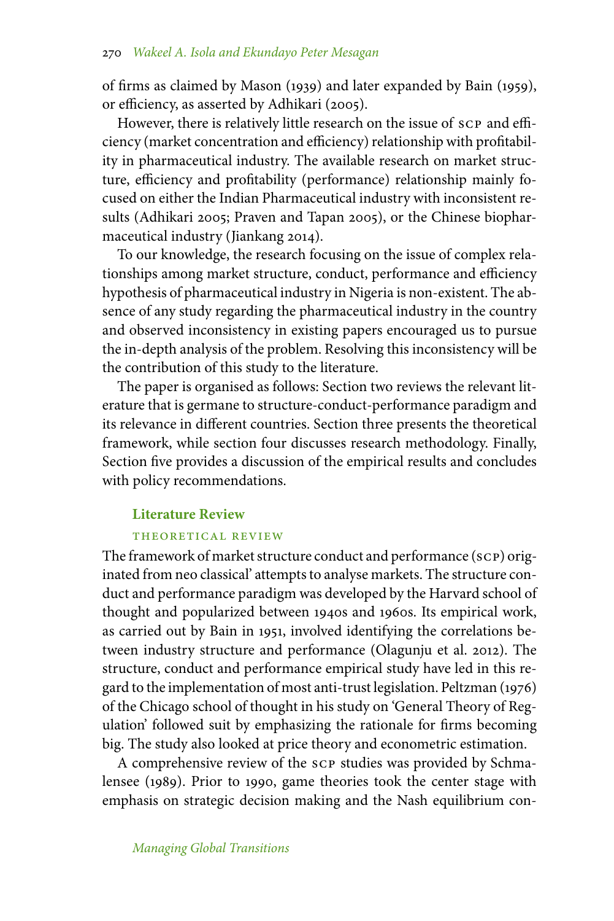of firms as claimed by Mason (1939) and later expanded by Bain (1959), or efficiency, as asserted by Adhikari (2005).

However, there is relatively little research on the issue of SCP and efficiency (market concentration and efficiency) relationship with profitability in pharmaceutical industry. The available research on market structure, efficiency and profitability (performance) relationship mainly focused on either the Indian Pharmaceutical industry with inconsistent results (Adhikari 2005; Praven and Tapan 2005), or the Chinese biopharmaceutical industry (Jiankang 2014).

To our knowledge, the research focusing on the issue of complex relationships among market structure, conduct, performance and efficiency hypothesis of pharmaceutical industry in Nigeria is non-existent. The absence of any study regarding the pharmaceutical industry in the country and observed inconsistency in existing papers encouraged us to pursue the in-depth analysis of the problem. Resolving this inconsistency will be the contribution of this study to the literature.

The paper is organised as follows: Section two reviews the relevant literature that is germane to structure-conduct-performance paradigm and its relevance in different countries. Section three presents the theoretical framework, while section four discusses research methodology. Finally, Section five provides a discussion of the empirical results and concludes with policy recommendations.

## Literature Review

### THEORETICAL REVIEW

The framework of market structure conduct and performance (SCP) originated from neo classical' attempts to analyse markets. The structure conduct and performance paradigm was developed by the Harvard school of thought and popularized between 1940s and 1960s. Its empirical work, as carried out by Bain in 1951, involved identifying the correlations between industry structure and performance (Olagunju et al. 2012). The structure, conduct and performance empirical study have led in this regard to the implementation of most anti-trust legislation. Peltzman (1976) of the Chicago school of thought in his study on 'General Theory of Regulation' followed suit by emphasizing the rationale for firms becoming big. The study also looked at price theory and econometric estimation.

A comprehensive review of the SCP studies was provided by Schmalensee (1989). Prior to 1990, game theories took the center stage with emphasis on strategic decision making and the Nash equilibrium con-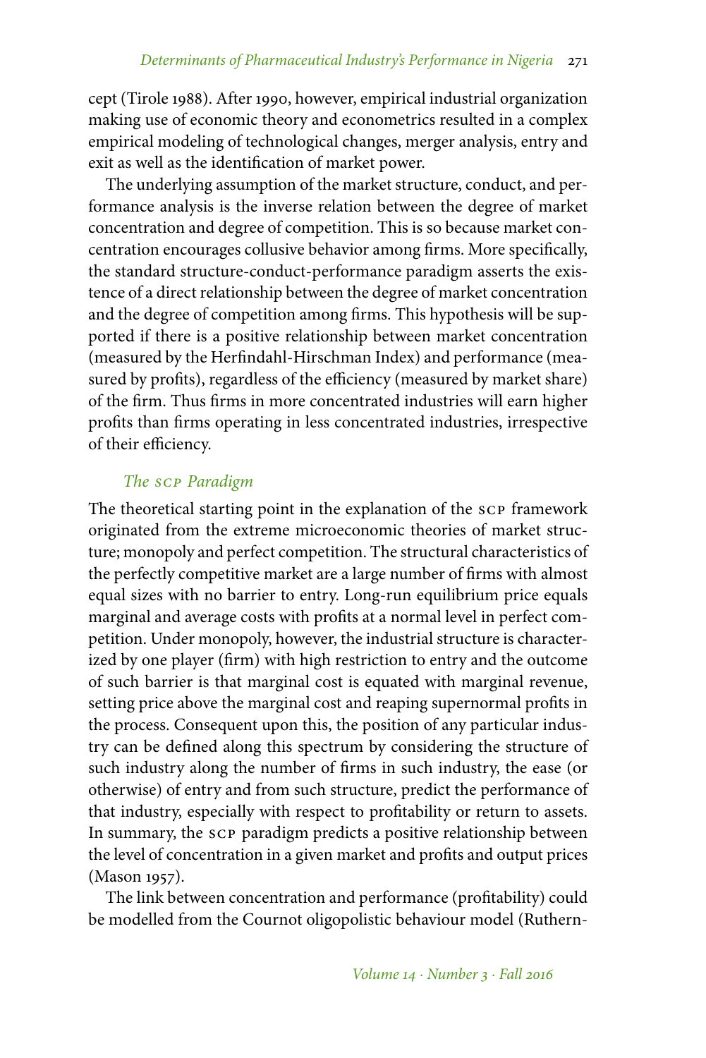cept (Tirole 1988). After 1990, however, empirical industrial organization making use of economic theory and econometrics resulted in a complex empirical modeling of technological changes, merger analysis, entry and exit as well as the identification of market power.

The underlying assumption of the market structure, conduct, and performance analysis is the inverse relation between the degree of market concentration and degree of competition. This is so because market concentration encourages collusive behavior among firms. More specifically, the standard structure-conduct-performance paradigm asserts the existence of a direct relationship between the degree of market concentration and the degree of competition among firms. This hypothesis will be supported if there is a positive relationship between market concentration (measured by the Herfindahl-Hirschman Index) and performance (measured by profits), regardless of the efficiency (measured by market share) of the firm. Thus firms in more concentrated industries will earn higher profits than firms operating in less concentrated industries, irrespective of their efficiency.

### *The SCP Paradigm*

The theoretical starting point in the explanation of the SCP framework originated from the extreme microeconomic theories of market structure; monopoly and perfect competition. The structural characteristics of the perfectly competitive market are a large number of firms with almost equal sizes with no barrier to entry. Long-run equilibrium price equals marginal and average costs with profits at a normal level in perfect competition. Under monopoly, however, the industrial structure is characterized by one player (firm) with high restriction to entry and the outcome of such barrier is that marginal cost is equated with marginal revenue, setting price above the marginal cost and reaping supernormal profits in the process. Consequent upon this, the position of any particular industry can be defined along this spectrum by considering the structure of such industry along the number of firms in such industry, the ease (or otherwise) of entry and from such structure, predict the performance of that industry, especially with respect to profitability or return to assets. In summary, the SCP paradigm predicts a positive relationship between the level of concentration in a given market and profits and output prices (Mason 1957).

The link between concentration and performance (profitability) could be modelled from the Cournot oligopolistic behaviour model (Ruthern-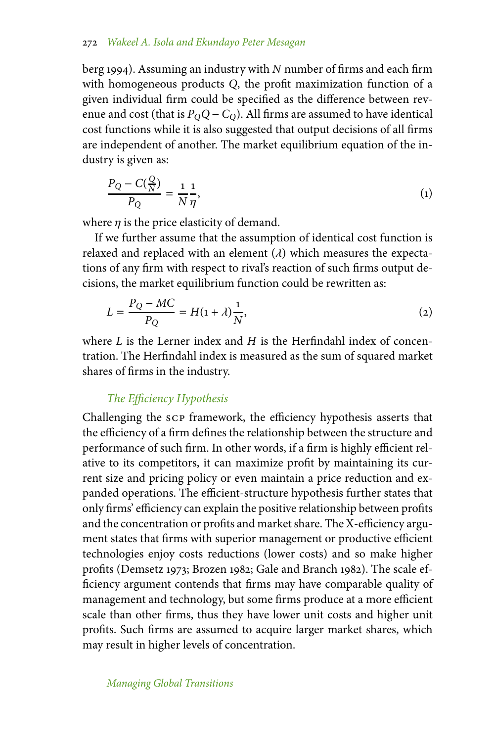berg 1994). Assuming an industry with $N$ number of firms and each firm with homogeneous products $Q$, the profit maximization function of a given individual firm could be specified as the difference between revenue and cost (that is $P_Q Q - C_Q$). All firms are assumed to have identical cost functions while it is also suggested that output decisions of all firms are independent of another. The market equilibrium equation of the industry is given as:

$$\frac{P_Q - C(\frac{Q}{N})}{P_Q} = \frac{1}{N}\frac{1}{\eta}, \tag{1}$$

where $\eta$ is the price elasticity of demand.

If we further assume that the assumption of identical cost function is relaxed and replaced with an element ($\lambda$) which measures the expectations of any firm with respect to rival's reaction of such firms output decisions, the market equilibrium function could be rewritten as:

$$L = \frac{P_Q - MC}{P_Q} = H(1 + \lambda)\frac{1}{N}, \tag{2}$$

where $L$ is the Lerner index and $H$ is the Herfindahl index of concentration. The Herfindahl index is measured as the sum of squared market shares of firms in the industry.

### *The Efficiency Hypothesis*

Challenging the SCP framework, the efficiency hypothesis asserts that the efficiency of a firm defines the relationship between the structure and performance of such firm. In other words, if a firm is highly efficient relative to its competitors, it can maximize profit by maintaining its current size and pricing policy or even maintain a price reduction and expanded operations. The efficient-structure hypothesis further states that only firms' efficiency can explain the positive relationship between profits and the concentration or profits and market share. The X-efficiency argument states that firms with superior management or productive efficient technologies enjoy costs reductions (lower costs) and so make higher profits (Demsetz 1973; Brozen 1982; Gale and Branch 1982). The scale efficiency argument contends that firms may have comparable quality of management and technology, but some firms produce at a more efficient scale than other firms, thus they have lower unit costs and higher unit profits. Such firms are assumed to acquire larger market shares, which may result in higher levels of concentration.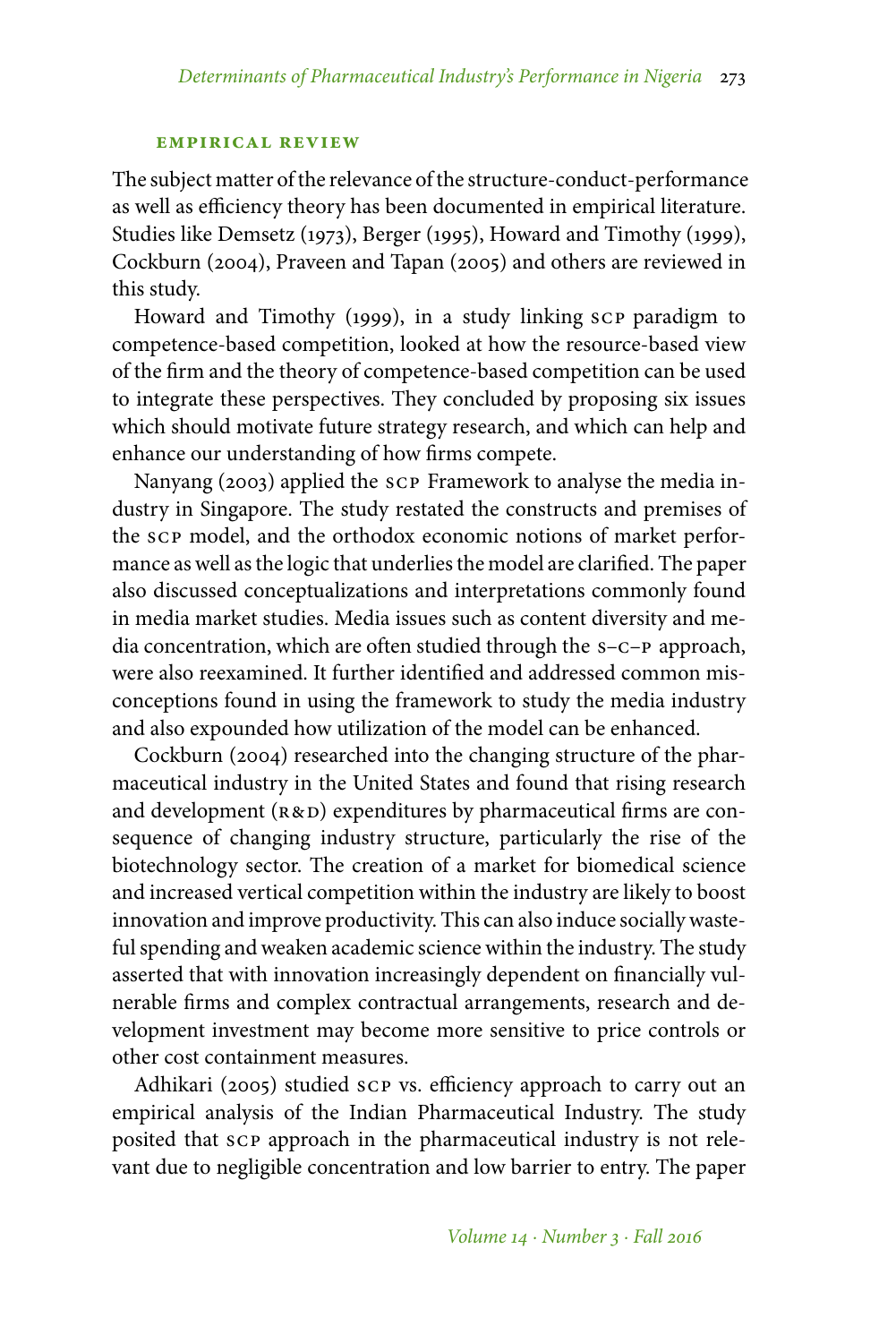### EMPIRICAL REVIEW

The subject matter of the relevance of the structure-conduct-performance as well as efficiency theory has been documented in empirical literature. Studies like Demsetz (1973), Berger (1995), Howard and Timothy (1999), Cockburn (2004), Praveen and Tapan (2005) and others are reviewed in this study.

Howard and Timothy (1999), in a study linking SCP paradigm to competence-based competition, looked at how the resource-based view of the firm and the theory of competence-based competition can be used to integrate these perspectives. They concluded by proposing six issues which should motivate future strategy research, and which can help and enhance our understanding of how firms compete.

Nanyang (2003) applied the SCP Framework to analyse the media industry in Singapore. The study restated the constructs and premises of the SCP model, and the orthodox economic notions of market performance as well as the logic that underlies the model are clarified. The paper also discussed conceptualizations and interpretations commonly found in media market studies. Media issues such as content diversity and media concentration, which are often studied through the S–C–P approach, were also reexamined. It further identified and addressed common misconceptions found in using the framework to study the media industry and also expounded how utilization of the model can be enhanced.

Cockburn (2004) researched into the changing structure of the pharmaceutical industry in the United States and found that rising research and development (R&D) expenditures by pharmaceutical firms are consequence of changing industry structure, particularly the rise of the biotechnology sector. The creation of a market for biomedical science and increased vertical competition within the industry are likely to boost innovation and improve productivity. This can also induce socially wasteful spending and weaken academic science within the industry. The study asserted that with innovation increasingly dependent on financially vulnerable firms and complex contractual arrangements, research and development investment may become more sensitive to price controls or other cost containment measures.

Adhikari (2005) studied SCP vs. efficiency approach to carry out an empirical analysis of the Indian Pharmaceutical Industry. The study posited that SCP approach in the pharmaceutical industry is not relevant due to negligible concentration and low barrier to entry. The paper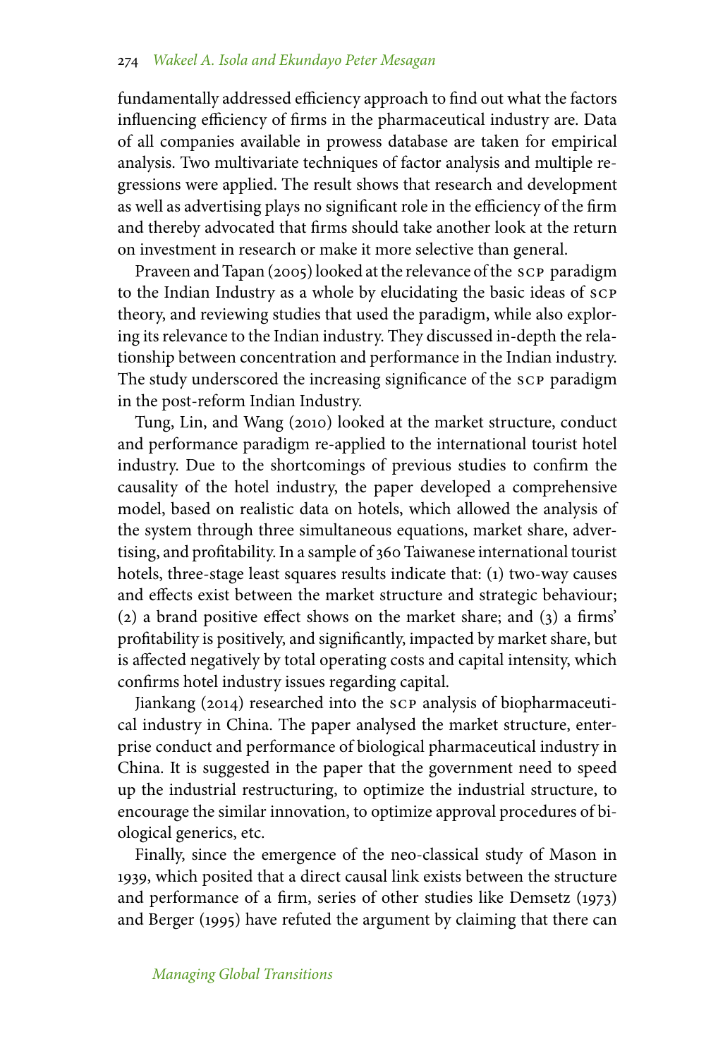fundamentally addressed efficiency approach to find out what the factors influencing efficiency of firms in the pharmaceutical industry are. Data of all companies available in prowess database are taken for empirical analysis. Two multivariate techniques of factor analysis and multiple regressions were applied. The result shows that research and development as well as advertising plays no significant role in the efficiency of the firm and thereby advocated that firms should take another look at the return on investment in research or make it more selective than general.

Praveen and Tapan (2005) looked at the relevance of the SCP paradigm to the Indian Industry as a whole by elucidating the basic ideas of SCP theory, and reviewing studies that used the paradigm, while also exploring its relevance to the Indian industry. They discussed in-depth the relationship between concentration and performance in the Indian industry. The study underscored the increasing significance of the SCP paradigm in the post-reform Indian Industry.

Tung, Lin, and Wang (2010) looked at the market structure, conduct and performance paradigm re-applied to the international tourist hotel industry. Due to the shortcomings of previous studies to confirm the causality of the hotel industry, the paper developed a comprehensive model, based on realistic data on hotels, which allowed the analysis of the system through three simultaneous equations, market share, advertising, and profitability. In a sample of 360 Taiwanese international tourist hotels, three-stage least squares results indicate that: (1) two-way causes and effects exist between the market structure and strategic behaviour; (2) a brand positive effect shows on the market share; and (3) a firms' profitability is positively, and significantly, impacted by market share, but is affected negatively by total operating costs and capital intensity, which confirms hotel industry issues regarding capital.

Jiankang (2014) researched into the SCP analysis of biopharmaceutical industry in China. The paper analysed the market structure, enterprise conduct and performance of biological pharmaceutical industry in China. It is suggested in the paper that the government need to speed up the industrial restructuring, to optimize the industrial structure, to encourage the similar innovation, to optimize approval procedures of biological generics, etc.

Finally, since the emergence of the neo-classical study of Mason in 1939, which posited that a direct causal link exists between the structure and performance of a firm, series of other studies like Demsetz (1973) and Berger (1995) have refuted the argument by claiming that there can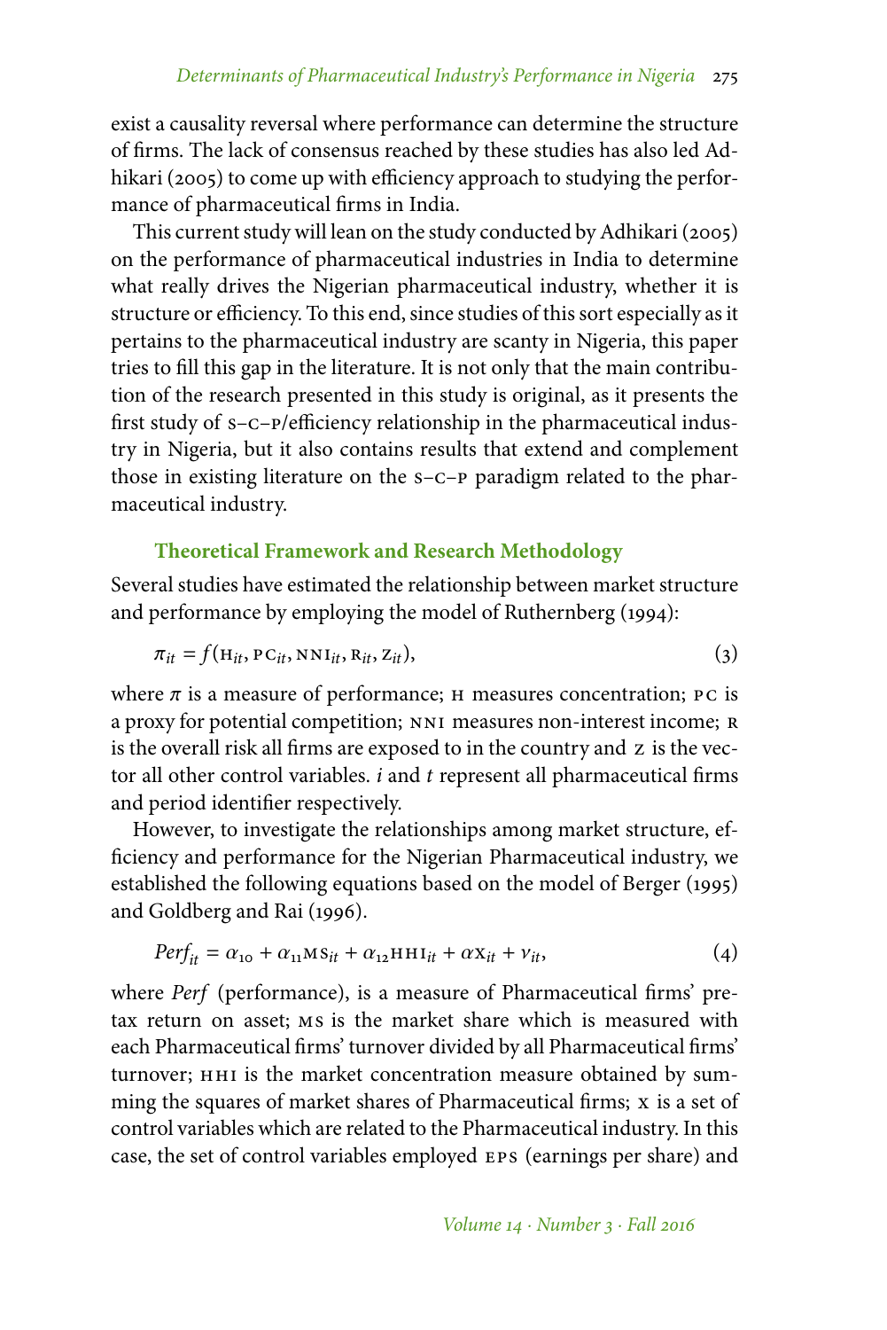exist a causality reversal where performance can determine the structure of firms. The lack of consensus reached by these studies has also led Adhikari (2005) to come up with efficiency approach to studying the performance of pharmaceutical firms in India.

This current study will lean on the study conducted by Adhikari (2005) on the performance of pharmaceutical industries in India to determine what really drives the Nigerian pharmaceutical industry, whether it is structure or efficiency. To this end, since studies of this sort especially as it pertains to the pharmaceutical industry are scanty in Nigeria, this paper tries to fill this gap in the literature. It is not only that the main contribution of the research presented in this study is original, as it presents the first study of S–C–P/efficiency relationship in the pharmaceutical industry in Nigeria, but it also contains results that extend and complement those in existing literature on the S–C–P paradigm related to the pharmaceutical industry.

## Theoretical Framework and Research Methodology

Several studies have estimated the relationship between market structure and performance by employing the model of Ruthernberg (1994):

$$\pi_{it} = f(\mathrm{H}_{it}, \mathrm{PC}_{it}, \mathrm{NNI}_{it}, \mathrm{R}_{it}, \mathrm{Z}_{it}), \tag{3}$$

where $\pi$ is a measure of performance; H measures concentration; PC is a proxy for potential competition; NNI measures non-interest income; R is the overall risk all firms are exposed to in the country and Z is the vector all other control variables. $i$ and $t$ represent all pharmaceutical firms and period identifier respectively.

However, to investigate the relationships among market structure, efficiency and performance for the Nigerian Pharmaceutical industry, we established the following equations based on the model of Berger (1995) and Goldberg and Rai (1996).

$$Perf_{it} = \alpha_{10} + \alpha_{11}\mathrm{MS}_{it} + \alpha_{12}\mathrm{HHI}_{it} + \alpha \mathrm{X}_{it} + v_{it}, \tag{4}$$

where *Perf* (performance), is a measure of Pharmaceutical firms' pretax return on asset; MS is the market share which is measured with each Pharmaceutical firms' turnover divided by all Pharmaceutical firms' turnover; HHI is the market concentration measure obtained by summing the squares of market shares of Pharmaceutical firms; X is a set of control variables which are related to the Pharmaceutical industry. In this case, the set of control variables employed EPS (earnings per share) and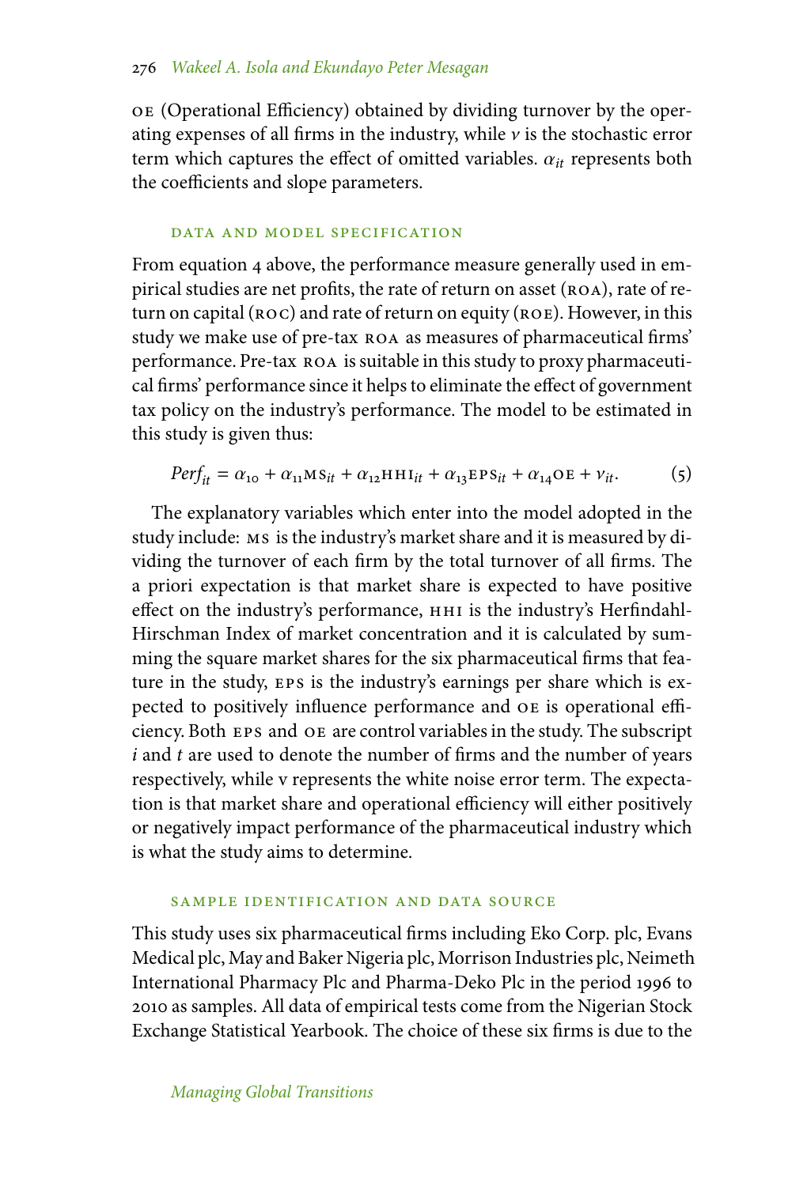OE (Operational Efficiency) obtained by dividing turnover by the operating expenses of all firms in the industry, while $v$ is the stochastic error term which captures the effect of omitted variables. $\alpha_{it}$ represents both the coefficients and slope parameters.

### DATA AND MODEL SPECIFICATION

From equation 4 above, the performance measure generally used in empirical studies are net profits, the rate of return on asset (ROA), rate of return on capital (ROC) and rate of return on equity (ROE). However, in this study we make use of pre-tax ROA as measures of pharmaceutical firms' performance. Pre-tax ROA is suitable in this study to proxy pharmaceutical firms' performance since it helps to eliminate the effect of government tax policy on the industry's performance. The model to be estimated in this study is given thus:

$$Perf_{it} = \alpha_{10} + \alpha_{11}\text{MS}_{it} + \alpha_{12}\text{HHI}_{it} + \alpha_{13}\text{EPS}_{it} + \alpha_{14}\text{OE} + v_{it}. \quad (5)$$

The explanatory variables which enter into the model adopted in the study include: MS is the industry's market share and it is measured by dividing the turnover of each firm by the total turnover of all firms. The a priori expectation is that market share is expected to have positive effect on the industry's performance, HHI is the industry's Herfindahl-Hirschman Index of market concentration and it is calculated by summing the square market shares for the six pharmaceutical firms that feature in the study, EPS is the industry's earnings per share which is expected to positively influence performance and OE is operational efficiency. Both EPS and OE are control variables in the study. The subscript $i$ and $t$ are used to denote the number of firms and the number of years respectively, while v represents the white noise error term. The expectation is that market share and operational efficiency will either positively or negatively impact performance of the pharmaceutical industry which is what the study aims to determine.

### SAMPLE IDENTIFICATION AND DATA SOURCE

This study uses six pharmaceutical firms including Eko Corp. plc, Evans Medical plc, May and Baker Nigeria plc, Morrison Industries plc, Neimeth International Pharmacy Plc and Pharma-Deko Plc in the period 1996 to 2010 as samples. All data of empirical tests come from the Nigerian Stock Exchange Statistical Yearbook. The choice of these six firms is due to the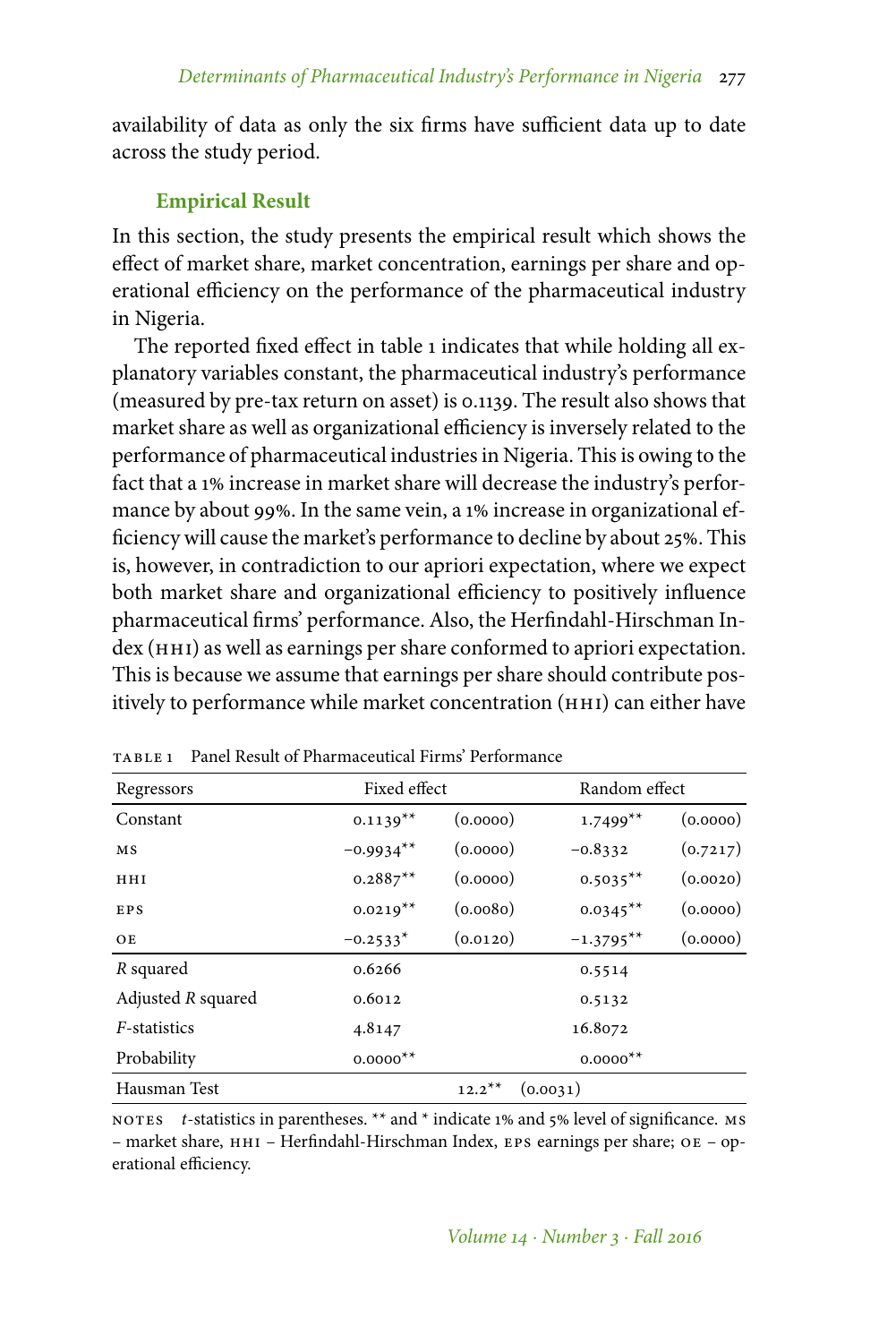availability of data as only the six firms have sufficient data up to date across the study period.

## Empirical Result

In this section, the study presents the empirical result which shows the effect of market share, market concentration, earnings per share and operational efficiency on the performance of the pharmaceutical industry in Nigeria.

The reported fixed effect in table 1 indicates that while holding all explanatory variables constant, the pharmaceutical industry's performance (measured by pre-tax return on asset) is 0.1139. The result also shows that market share as well as organizational efficiency is inversely related to the performance of pharmaceutical industries in Nigeria. This is owing to the fact that a 1% increase in market share will decrease the industry's performance by about 99%. In the same vein, a 1% increase in organizational efficiency will cause the market's performance to decline by about 25%. This is, however, in contradiction to our apriori expectation, where we expect both market share and organizational efficiency to positively influence pharmaceutical firms' performance. Also, the Herfindahl-Hirschman Index (HHI) as well as earnings per share conformed to apriori expectation. This is because we assume that earnings per share should contribute positively to performance while market concentration (HHI) can either have

TABLE 1 Panel Result of Pharmaceutical Firms' Performance

| Regressors | Fixed effect | | Random effect | |
|---|---|---|---|---|
| Constant | 0.1139** | (0.0000) | 1.7499** | (0.0000) |
| MS | −0.9934** | (0.0000) | −0.8332 | (0.7217) |
| HHI | 0.2887** | (0.0000) | 0.5035** | (0.0020) |
| EPS | 0.0219** | (0.0080) | 0.0345** | (0.0000) |
| OE | −0.2533* | (0.0120) | −1.3795** | (0.0000) |
| *R* squared | 0.6266 | | 0.5514 | |
| Adjusted *R* squared | 0.6012 | | 0.5132 | |
| *F*-statistics | 4.8147 | | 16.8072 | |
| Probability | 0.0000** | | 0.0000** | |
| Hausman Test | | 12.2** | (0.0031) | |

NOTES *t*-statistics in parentheses. ** and * indicate 1% and 5% level of significance. MS – market share, HHI – Herfindahl-Hirschman Index, EPS earnings per share; OE – operational efficiency.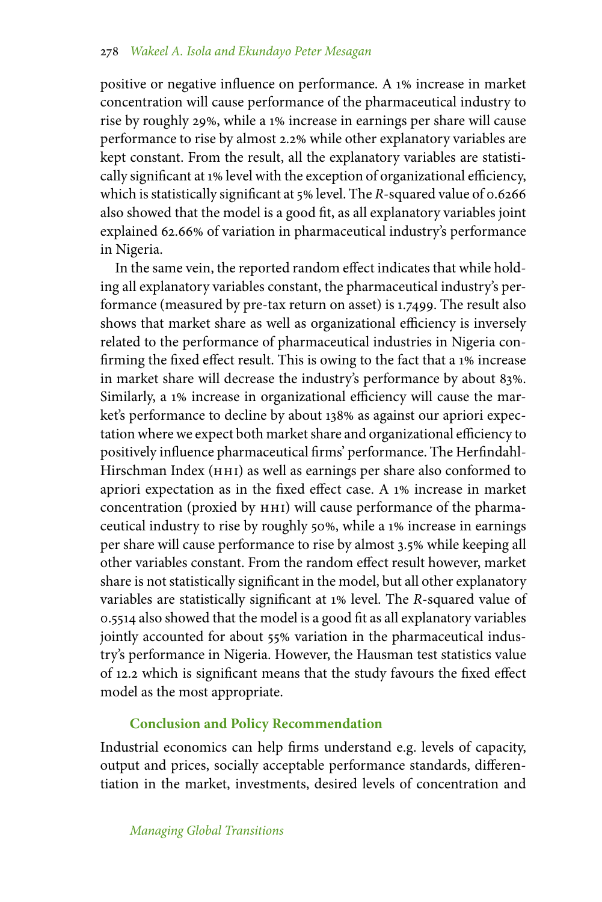positive or negative influence on performance. A 1% increase in market concentration will cause performance of the pharmaceutical industry to rise by roughly 29%, while a 1% increase in earnings per share will cause performance to rise by almost 2.2% while other explanatory variables are kept constant. From the result, all the explanatory variables are statistically significant at 1% level with the exception of organizational efficiency, which is statistically significant at 5% level. The $R$-squared value of 0.6266 also showed that the model is a good fit, as all explanatory variables joint explained 62.66% of variation in pharmaceutical industry's performance in Nigeria.

In the same vein, the reported random effect indicates that while holding all explanatory variables constant, the pharmaceutical industry's performance (measured by pre-tax return on asset) is 1.7499. The result also shows that market share as well as organizational efficiency is inversely related to the performance of pharmaceutical industries in Nigeria confirming the fixed effect result. This is owing to the fact that a 1% increase in market share will decrease the industry's performance by about 83%. Similarly, a 1% increase in organizational efficiency will cause the market's performance to decline by about 138% as against our apriori expectation where we expect both market share and organizational efficiency to positively influence pharmaceutical firms' performance. The Herfindahl-Hirschman Index (HHI) as well as earnings per share also conformed to apriori expectation as in the fixed effect case. A 1% increase in market concentration (proxied by HHI) will cause performance of the pharmaceutical industry to rise by roughly 50%, while a 1% increase in earnings per share will cause performance to rise by almost 3.5% while keeping all other variables constant. From the random effect result however, market share is not statistically significant in the model, but all other explanatory variables are statistically significant at 1% level. The $R$-squared value of 0.5514 also showed that the model is a good fit as all explanatory variables jointly accounted for about 55% variation in the pharmaceutical industry's performance in Nigeria. However, the Hausman test statistics value of 12.2 which is significant means that the study favours the fixed effect model as the most appropriate.

## Conclusion and Policy Recommendation

Industrial economics can help firms understand e.g. levels of capacity, output and prices, socially acceptable performance standards, differentiation in the market, investments, desired levels of concentration and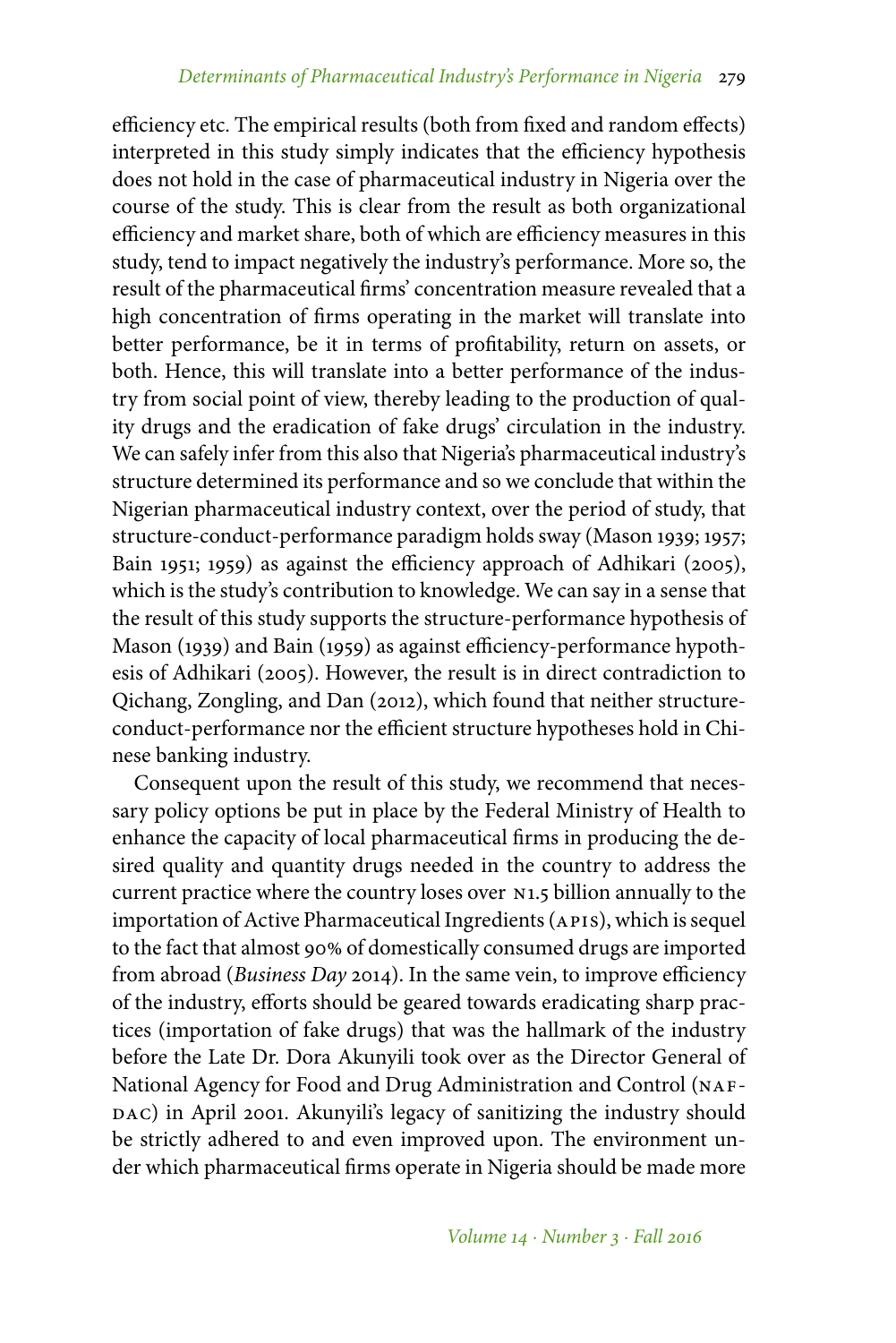efficiency etc. The empirical results (both from fixed and random effects) interpreted in this study simply indicates that the efficiency hypothesis does not hold in the case of pharmaceutical industry in Nigeria over the course of the study. This is clear from the result as both organizational efficiency and market share, both of which are efficiency measures in this study, tend to impact negatively the industry's performance. More so, the result of the pharmaceutical firms' concentration measure revealed that a high concentration of firms operating in the market will translate into better performance, be it in terms of profitability, return on assets, or both. Hence, this will translate into a better performance of the industry from social point of view, thereby leading to the production of quality drugs and the eradication of fake drugs' circulation in the industry. We can safely infer from this also that Nigeria's pharmaceutical industry's structure determined its performance and so we conclude that within the Nigerian pharmaceutical industry context, over the period of study, that structure-conduct-performance paradigm holds sway (Mason 1939; 1957; Bain 1951; 1959) as against the efficiency approach of Adhikari (2005), which is the study's contribution to knowledge. We can say in a sense that the result of this study supports the structure-performance hypothesis of Mason (1939) and Bain (1959) as against efficiency-performance hypothesis of Adhikari (2005). However, the result is in direct contradiction to Qichang, Zongling, and Dan (2012), which found that neither structure-conduct-performance nor the efficient structure hypotheses hold in Chinese banking industry.

Consequent upon the result of this study, we recommend that necessary policy options be put in place by the Federal Ministry of Health to enhance the capacity of local pharmaceutical firms in producing the desired quality and quantity drugs needed in the country to address the current practice where the country loses over N1.5 billion annually to the importation of Active Pharmaceutical Ingredients (APIS), which is sequel to the fact that almost 90% of domestically consumed drugs are imported from abroad (*Business Day* 2014). In the same vein, to improve efficiency of the industry, efforts should be geared towards eradicating sharp practices (importation of fake drugs) that was the hallmark of the industry before the Late Dr. Dora Akunyili took over as the Director General of National Agency for Food and Drug Administration and Control (NAFDAC) in April 2001. Akunyili's legacy of sanitizing the industry should be strictly adhered to and even improved upon. The environment under which pharmaceutical firms operate in Nigeria should be made more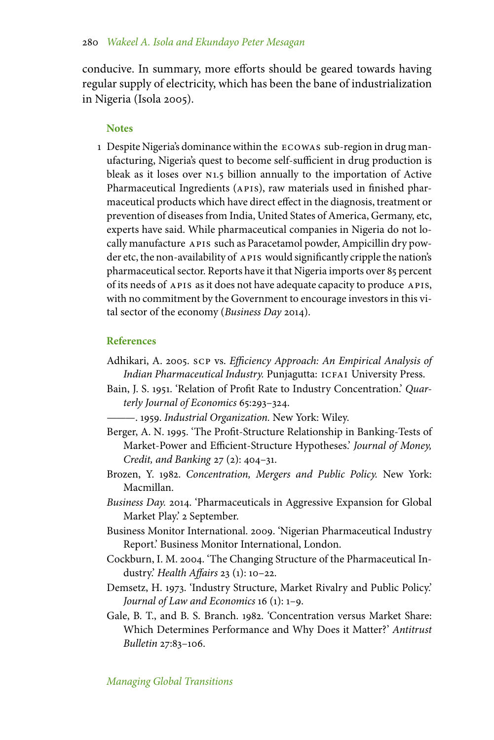conducive. In summary, more efforts should be geared towards having regular supply of electricity, which has been the bane of industrialization in Nigeria (Isola 2005).

## Notes

1 Despite Nigeria's dominance within the ECOWAS sub-region in drug manufacturing, Nigeria's quest to become self-sufficient in drug production is bleak as it loses over N1.5 billion annually to the importation of Active Pharmaceutical Ingredients (APIS), raw materials used in finished pharmaceutical products which have direct effect in the diagnosis, treatment or prevention of diseases from India, United States of America, Germany, etc, experts have said. While pharmaceutical companies in Nigeria do not locally manufacture APIS such as Paracetamol powder, Ampicillin dry powder etc, the non-availability of APIS would significantly cripple the nation's pharmaceutical sector. Reports have it that Nigeria imports over 85 percent of its needs of APIS as it does not have adequate capacity to produce APIS, with no commitment by the Government to encourage investors in this vital sector of the economy (*Business Day* 2014).

## References

Adhikari, A. 2005. SCP vs. *Efficiency Approach: An Empirical Analysis of Indian Pharmaceutical Industry.* Punjagutta: ICFAI University Press.

Bain, J. S. 1951. 'Relation of Profit Rate to Industry Concentration.' *Quarterly Journal of Economics* 65:293–324.

———. 1959. *Industrial Organization.* New York: Wiley.

Berger, A. N. 1995. 'The Profit-Structure Relationship in Banking-Tests of Market-Power and Efficient-Structure Hypotheses.' *Journal of Money, Credit, and Banking* 27 (2): 404–31.

Brozen, Y. 1982. *Concentration, Mergers and Public Policy.* New York: Macmillan.

*Business Day.* 2014. 'Pharmaceuticals in Aggressive Expansion for Global Market Play.' 2 September.

Business Monitor International. 2009. 'Nigerian Pharmaceutical Industry Report.' Business Monitor International, London.

Cockburn, I. M. 2004. 'The Changing Structure of the Pharmaceutical Industry.' *Health Affairs* 23 (1): 10–22.

Demsetz, H. 1973. 'Industry Structure, Market Rivalry and Public Policy.' *Journal of Law and Economics* 16 (1): 1–9.

Gale, B. T., and B. S. Branch. 1982. 'Concentration versus Market Share: Which Determines Performance and Why Does it Matter?' *Antitrust Bulletin* 27:83–106.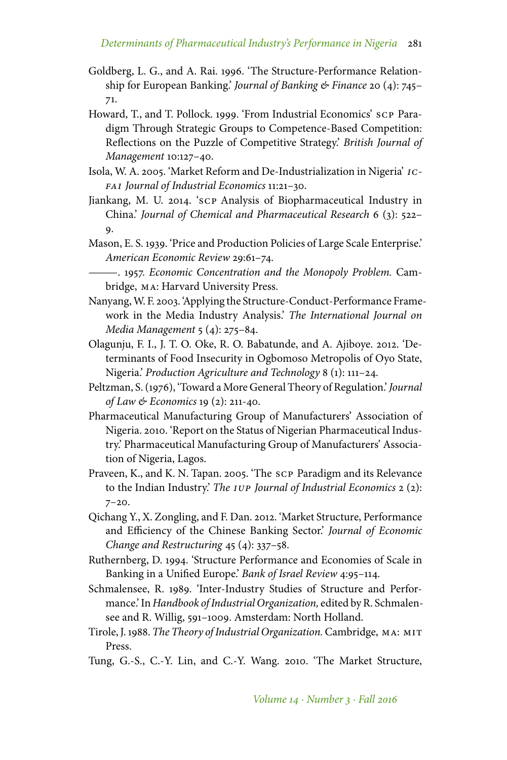Goldberg, L. G., and A. Rai. 1996. 'The Structure-Performance Relationship for European Banking.' *Journal of Banking & Finance* 20 (4): 745–71.

Howard, T., and T. Pollock. 1999. 'From Industrial Economics' SCP Paradigm Through Strategic Groups to Competence-Based Competition: Reflections on the Puzzle of Competitive Strategy.' *British Journal of Management* 10:127–40.

Isola, W. A. 2005. 'Market Reform and De-Industrialization in Nigeria' *ICFAI Journal of Industrial Economics* 11:21–30.

Jiankang, M. U. 2014. 'SCP Analysis of Biopharmaceutical Industry in China.' *Journal of Chemical and Pharmaceutical Research* 6 (3): 522–9.

Mason, E. S. 1939. 'Price and Production Policies of Large Scale Enterprise.' *American Economic Review* 29:61–74.

———. 1957. *Economic Concentration and the Monopoly Problem.* Cambridge, MA: Harvard University Press.

Nanyang, W. F. 2003. 'Applying the Structure-Conduct-Performance Framework in the Media Industry Analysis.' *The International Journal on Media Management* 5 (4): 275–84.

Olagunju, F. I., J. T. O. Oke, R. O. Babatunde, and A. Ajiboye. 2012. 'Determinants of Food Insecurity in Ogbomoso Metropolis of Oyo State, Nigeria.' *Production Agriculture and Technology* 8 (1): 111–24.

Peltzman, S. (1976), 'Toward a More General Theory of Regulation.' *Journal of Law & Economics* 19 (2): 211-40.

Pharmaceutical Manufacturing Group of Manufacturers' Association of Nigeria. 2010. 'Report on the Status of Nigerian Pharmaceutical Industry.' Pharmaceutical Manufacturing Group of Manufacturers' Association of Nigeria, Lagos.

Praveen, K., and K. N. Tapan. 2005. 'The SCP Paradigm and its Relevance to the Indian Industry.' *The IUP Journal of Industrial Economics* 2 (2): 7–20.

Qichang Y., X. Zongling, and F. Dan. 2012. 'Market Structure, Performance and Efficiency of the Chinese Banking Sector.' *Journal of Economic Change and Restructuring* 45 (4): 337–58.

Ruthernberg, D. 1994. 'Structure Performance and Economies of Scale in Banking in a Unified Europe.' *Bank of Israel Review* 4:95–114.

Schmalensee, R. 1989. 'Inter-Industry Studies of Structure and Performance.' In *Handbook of Industrial Organization,* edited by R. Schmalensee and R. Willig, 591–1009. Amsterdam: North Holland.

Tirole, J. 1988. *The Theory of Industrial Organization.* Cambridge, MA: MIT Press.

Tung, G.-S., C.-Y. Lin, and C.-Y. Wang. 2010. 'The Market Structure,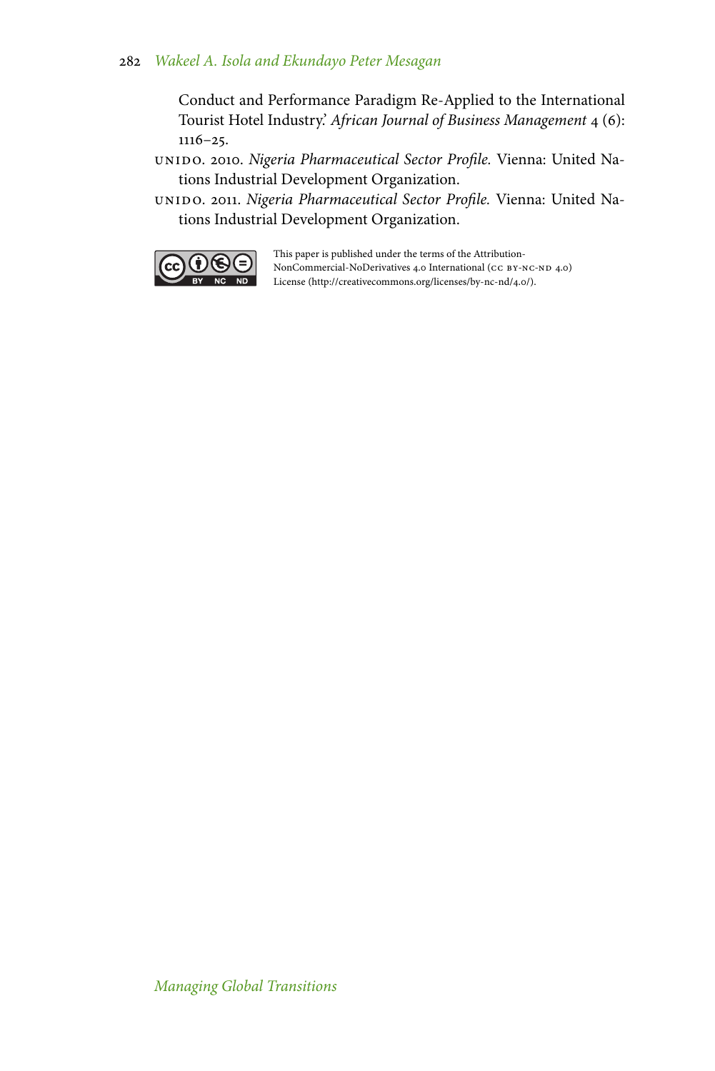Conduct and Performance Paradigm Re-Applied to the International Tourist Hotel Industry.' *African Journal of Business Management* 4 (6): 1116–25.

UNIDO. 2010. *Nigeria Pharmaceutical Sector Profile.* Vienna: United Nations Industrial Development Organization.

UNIDO. 2011. *Nigeria Pharmaceutical Sector Profile.* Vienna: United Nations Industrial Development Organization.

This paper is published under the terms of the Attribution-NonCommercial-NoDerivatives 4.0 International (CC BY-NC-ND 4.0) License (http://creativecommons.org/licenses/by-nc-nd/4.0/).